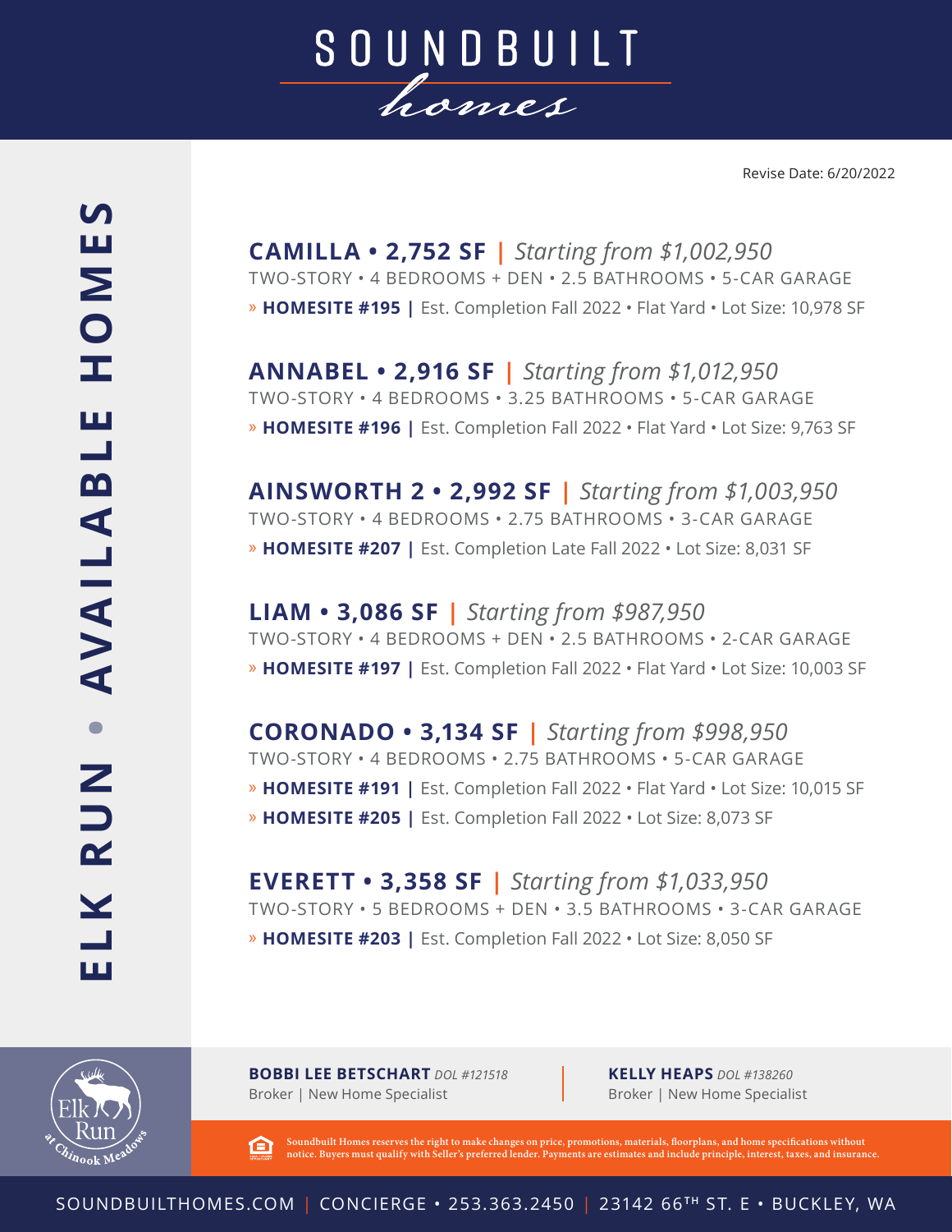# SOUNDBUILT homes

## ELK RUN • AVAILABLE HOMES

Revise Date: 6/20/2022

**CAMILLA • 2,752 SF** | *Starting from $1,002,950*

TWO-STORY • 4 BEDROOMS + DEN • 2.5 BATHROOMS • 5-CAR GARAGE

» **HOMESITE #195** | Est. Completion Fall 2022 • Flat Yard • Lot Size: 10,978 SF

**ANNABEL • 2,916 SF** | *Starting from $1,012,950*

TWO-STORY • 4 BEDROOMS • 3.25 BATHROOMS • 5-CAR GARAGE

» **HOMESITE #196** | Est. Completion Fall 2022 • Flat Yard • Lot Size: 9,763 SF

**AINSWORTH 2 • 2,992 SF** | *Starting from $1,003,950*

TWO-STORY • 4 BEDROOMS • 2.75 BATHROOMS • 3-CAR GARAGE

» **HOMESITE #207** | Est. Completion Late Fall 2022 • Lot Size: 8,031 SF

**LIAM • 3,086 SF** | *Starting from $987,950*

TWO-STORY • 4 BEDROOMS + DEN • 2.5 BATHROOMS • 2-CAR GARAGE

» **HOMESITE #197** | Est. Completion Fall 2022 • Flat Yard • Lot Size: 10,003 SF

**CORONADO • 3,134 SF** | *Starting from $998,950*

TWO-STORY • 4 BEDROOMS • 2.75 BATHROOMS • 5-CAR GARAGE

» **HOMESITE #191** | Est. Completion Fall 2022 • Flat Yard • Lot Size: 10,015 SF

» **HOMESITE #205** | Est. Completion Fall 2022 • Lot Size: 8,073 SF

**EVERETT • 3,358 SF** | *Starting from $1,033,950*

TWO-STORY • 5 BEDROOMS + DEN • 3.5 BATHROOMS • 3-CAR GARAGE

» **HOMESITE #203** | Est. Completion Fall 2022 • Lot Size: 8,050 SF

Elk Run at Chinook Meadows

**BOBBI LEE BETSCHART** *DOL #121518*
Broker | New Home Specialist

**KELLY HEAPS** *DOL #138260*
Broker | New Home Specialist

Soundbuilt Homes reserves the right to make changes on price, promotions, materials, floorplans, and home specifications without notice. Buyers must qualify with Seller's preferred lender. Payments are estimates and include principle, interest, taxes, and insurance.

SOUNDBUILTHOMES.COM | CONCIERGE • 253.363.2450 | 23142 66TH ST. E • BUCKLEY, WA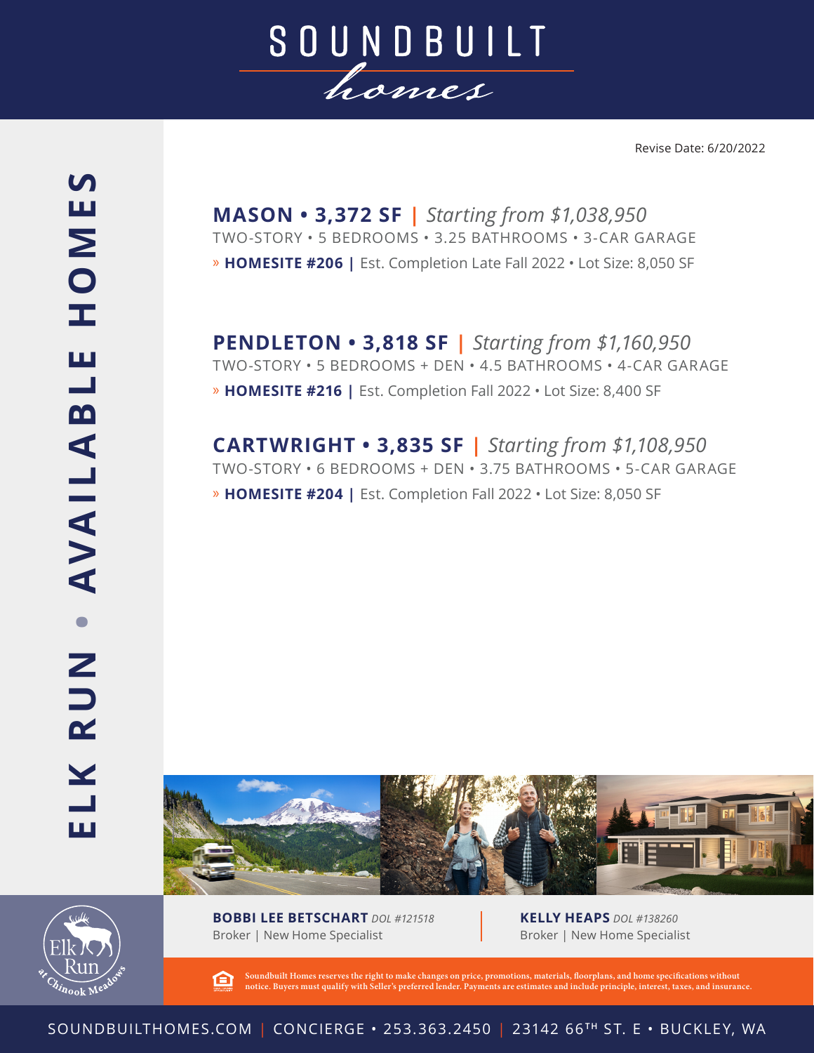# SOUNDBUILT homes

Revise Date: 6/20/2022

## ELK RUN • AVAILABLE HOMES

### MASON • 3,372 SF | *Starting from $1,038,950*

TWO-STORY • 5 BEDROOMS • 3.25 BATHROOMS • 3-CAR GARAGE

» **HOMESITE #206 |** Est. Completion Late Fall 2022 • Lot Size: 8,050 SF

### PENDLETON • 3,818 SF | *Starting from $1,160,950*

TWO-STORY • 5 BEDROOMS + DEN • 4.5 BATHROOMS • 4-CAR GARAGE

» **HOMESITE #216 |** Est. Completion Fall 2022 • Lot Size: 8,400 SF

### CARTWRIGHT • 3,835 SF | *Starting from $1,108,950*

TWO-STORY • 6 BEDROOMS + DEN • 3.75 BATHROOMS • 5-CAR GARAGE

» **HOMESITE #204 |** Est. Completion Fall 2022 • Lot Size: 8,050 SF

Elk Run at Chinook Meadows

**BOBBI LEE BETSCHART** *DOL #121518*
Broker | New Home Specialist

**KELLY HEAPS** *DOL #138260*
Broker | New Home Specialist

Soundbuilt Homes reserves the right to make changes on price, promotions, materials, floorplans, and home specifications without notice. Buyers must qualify with Seller's preferred lender. Payments are estimates and include principle, interest, taxes, and insurance.

SOUNDBUILTHOMES.COM | CONCIERGE • 253.363.2450 | 23142 66TH ST. E • BUCKLEY, WA